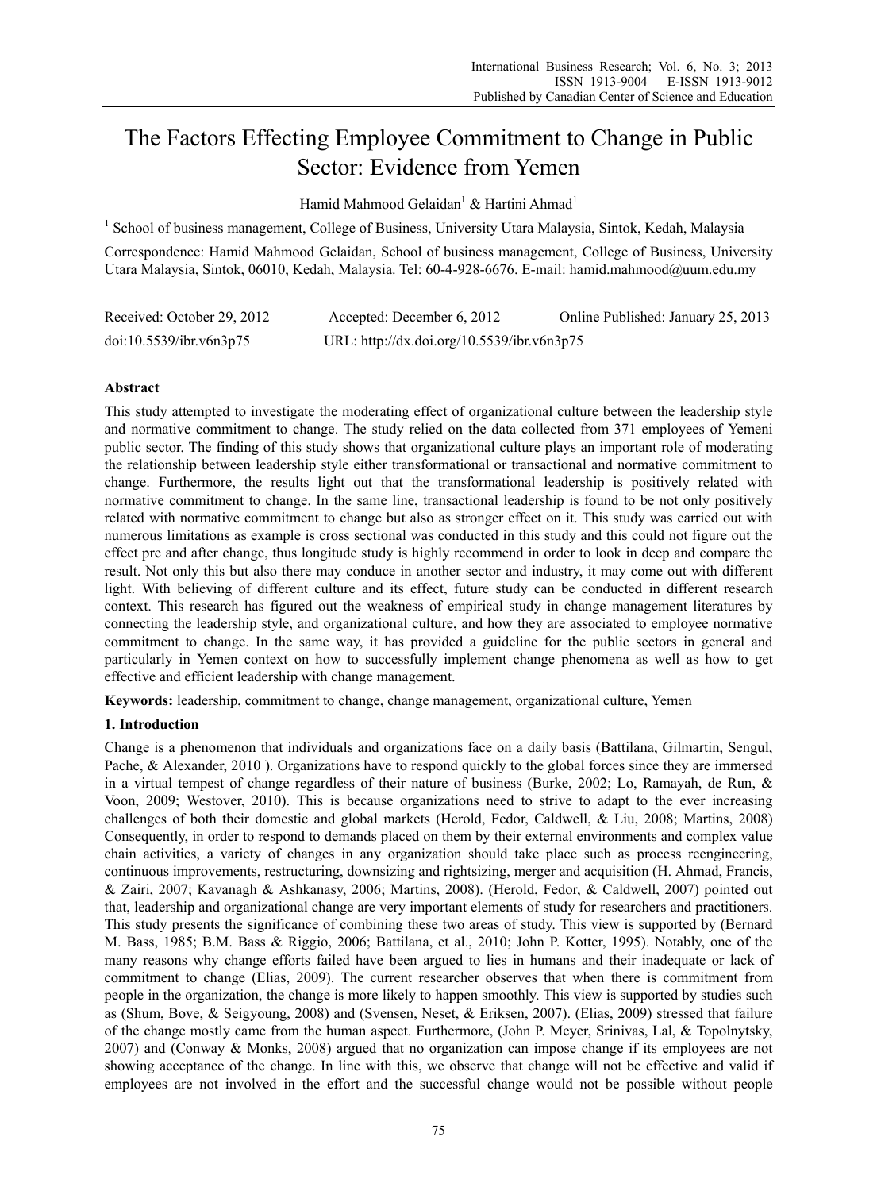# The Factors Effecting Employee Commitment to Change in Public Sector: Evidence from Yemen

Hamid Mahmood Gelaidan[1] & Hartini Ahmad[1]

[1] School of business management, College of Business, University Utara Malaysia, Sintok, Kedah, Malaysia

Correspondence: Hamid Mahmood Gelaidan, School of business management, College of Business, University Utara Malaysia, Sintok, 06010, Kedah, Malaysia. Tel: 60-4-928-6676. E-mail: hamid.mahmood@uum.edu.my

Received: October 29, 2012 Accepted: December 6, 2012 Online Published: January 25, 2013

doi:10.5539/ibr.v6n3p75 URL: http://dx.doi.org/10.5539/ibr.v6n3p75

## Abstract

This study attempted to investigate the moderating effect of organizational culture between the leadership style and normative commitment to change. The study relied on the data collected from 371 employees of Yemeni public sector. The finding of this study shows that organizational culture plays an important role of moderating the relationship between leadership style either transformational or transactional and normative commitment to change. Furthermore, the results light out that the transformational leadership is positively related with normative commitment to change. In the same line, transactional leadership is found to be not only positively related with normative commitment to change but also as stronger effect on it. This study was carried out with numerous limitations as example is cross sectional was conducted in this study and this could not figure out the effect pre and after change, thus longitude study is highly recommend in order to look in deep and compare the result. Not only this but also there may conduce in another sector and industry, it may come out with different light. With believing of different culture and its effect, future study can be conducted in different research context. This research has figured out the weakness of empirical study in change management literatures by connecting the leadership style, and organizational culture, and how they are associated to employee normative commitment to change. In the same way, it has provided a guideline for the public sectors in general and particularly in Yemen context on how to successfully implement change phenomena as well as how to get effective and efficient leadership with change management.

**Keywords:** leadership, commitment to change, change management, organizational culture, Yemen

## 1. Introduction

Change is a phenomenon that individuals and organizations face on a daily basis (Battilana, Gilmartin, Sengul, Pache, & Alexander, 2010 ). Organizations have to respond quickly to the global forces since they are immersed in a virtual tempest of change regardless of their nature of business (Burke, 2002; Lo, Ramayah, de Run, & Voon, 2009; Westover, 2010). This is because organizations need to strive to adapt to the ever increasing challenges of both their domestic and global markets (Herold, Fedor, Caldwell, & Liu, 2008; Martins, 2008) Consequently, in order to respond to demands placed on them by their external environments and complex value chain activities, a variety of changes in any organization should take place such as process reengineering, continuous improvements, restructuring, downsizing and rightsizing, merger and acquisition (H. Ahmad, Francis, & Zairi, 2007; Kavanagh & Ashkanasy, 2006; Martins, 2008). (Herold, Fedor, & Caldwell, 2007) pointed out that, leadership and organizational change are very important elements of study for researchers and practitioners. This study presents the significance of combining these two areas of study. This view is supported by (Bernard M. Bass, 1985; B.M. Bass & Riggio, 2006; Battilana, et al., 2010; John P. Kotter, 1995). Notably, one of the many reasons why change efforts failed have been argued to lies in humans and their inadequate or lack of commitment to change (Elias, 2009). The current researcher observes that when there is commitment from people in the organization, the change is more likely to happen smoothly. This view is supported by studies such as (Shum, Bove, & Seigyoung, 2008) and (Svensen, Neset, & Eriksen, 2007). (Elias, 2009) stressed that failure of the change mostly came from the human aspect. Furthermore, (John P. Meyer, Srinivas, Lal, & Topolnytsky, 2007) and (Conway & Monks, 2008) argued that no organization can impose change if its employees are not showing acceptance of the change. In line with this, we observe that change will not be effective and valid if employees are not involved in the effort and the successful change would not be possible without people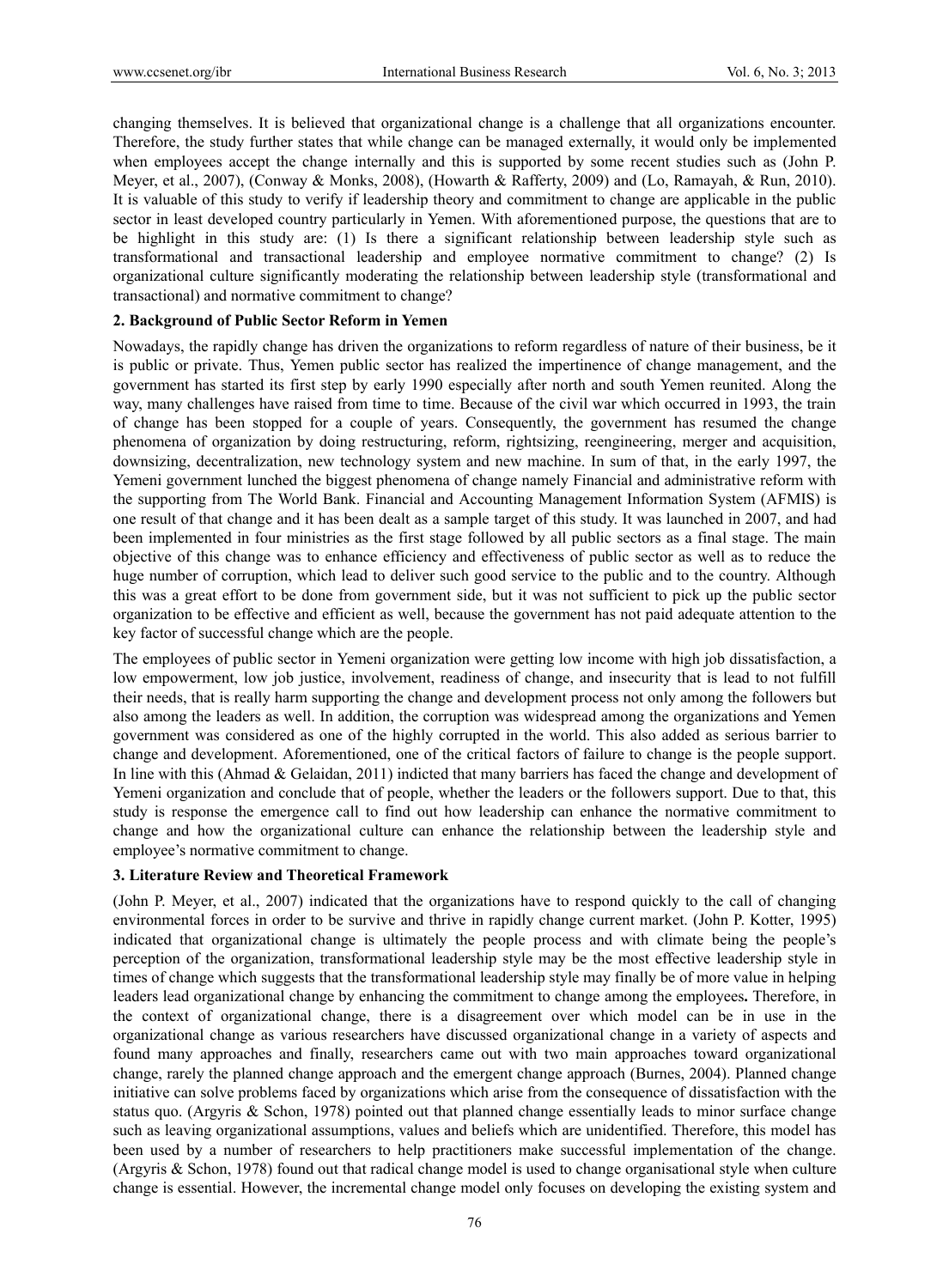changing themselves. It is believed that organizational change is a challenge that all organizations encounter. Therefore, the study further states that while change can be managed externally, it would only be implemented when employees accept the change internally and this is supported by some recent studies such as (John P. Meyer, et al., 2007), (Conway & Monks, 2008), (Howarth & Rafferty, 2009) and (Lo, Ramayah, & Run, 2010). It is valuable of this study to verify if leadership theory and commitment to change are applicable in the public sector in least developed country particularly in Yemen. With aforementioned purpose, the questions that are to be highlight in this study are: (1) Is there a significant relationship between leadership style such as transformational and transactional leadership and employee normative commitment to change? (2) Is organizational culture significantly moderating the relationship between leadership style (transformational and transactional) and normative commitment to change?

## 2. Background of Public Sector Reform in Yemen

Nowadays, the rapidly change has driven the organizations to reform regardless of nature of their business, be it is public or private. Thus, Yemen public sector has realized the impertinence of change management, and the government has started its first step by early 1990 especially after north and south Yemen reunited. Along the way, many challenges have raised from time to time. Because of the civil war which occurred in 1993, the train of change has been stopped for a couple of years. Consequently, the government has resumed the change phenomena of organization by doing restructuring, reform, rightsizing, reengineering, merger and acquisition, downsizing, decentralization, new technology system and new machine. In sum of that, in the early 1997, the Yemeni government lunched the biggest phenomena of change namely Financial and administrative reform with the supporting from The World Bank. Financial and Accounting Management Information System (AFMIS) is one result of that change and it has been dealt as a sample target of this study. It was launched in 2007, and had been implemented in four ministries as the first stage followed by all public sectors as a final stage. The main objective of this change was to enhance efficiency and effectiveness of public sector as well as to reduce the huge number of corruption, which lead to deliver such good service to the public and to the country. Although this was a great effort to be done from government side, but it was not sufficient to pick up the public sector organization to be effective and efficient as well, because the government has not paid adequate attention to the key factor of successful change which are the people.

The employees of public sector in Yemeni organization were getting low income with high job dissatisfaction, a low empowerment, low job justice, involvement, readiness of change, and insecurity that is lead to not fulfill their needs, that is really harm supporting the change and development process not only among the followers but also among the leaders as well. In addition, the corruption was widespread among the organizations and Yemen government was considered as one of the highly corrupted in the world. This also added as serious barrier to change and development. Aforementioned, one of the critical factors of failure to change is the people support. In line with this (Ahmad & Gelaidan, 2011) indicted that many barriers has faced the change and development of Yemeni organization and conclude that of people, whether the leaders or the followers support. Due to that, this study is response the emergence call to find out how leadership can enhance the normative commitment to change and how the organizational culture can enhance the relationship between the leadership style and employee's normative commitment to change.

## 3. Literature Review and Theoretical Framework

(John P. Meyer, et al., 2007) indicated that the organizations have to respond quickly to the call of changing environmental forces in order to be survive and thrive in rapidly change current market. (John P. Kotter, 1995) indicated that organizational change is ultimately the people process and with climate being the people's perception of the organization, transformational leadership style may be the most effective leadership style in times of change which suggests that the transformational leadership style may finally be of more value in helping leaders lead organizational change by enhancing the commitment to change among the employees**.** Therefore, in the context of organizational change, there is a disagreement over which model can be in use in the organizational change as various researchers have discussed organizational change in a variety of aspects and found many approaches and finally, researchers came out with two main approaches toward organizational change, rarely the planned change approach and the emergent change approach (Burnes, 2004). Planned change initiative can solve problems faced by organizations which arise from the consequence of dissatisfaction with the status quo. (Argyris & Schon, 1978) pointed out that planned change essentially leads to minor surface change such as leaving organizational assumptions, values and beliefs which are unidentified. Therefore, this model has been used by a number of researchers to help practitioners make successful implementation of the change. (Argyris & Schon, 1978) found out that radical change model is used to change organisational style when culture change is essential. However, the incremental change model only focuses on developing the existing system and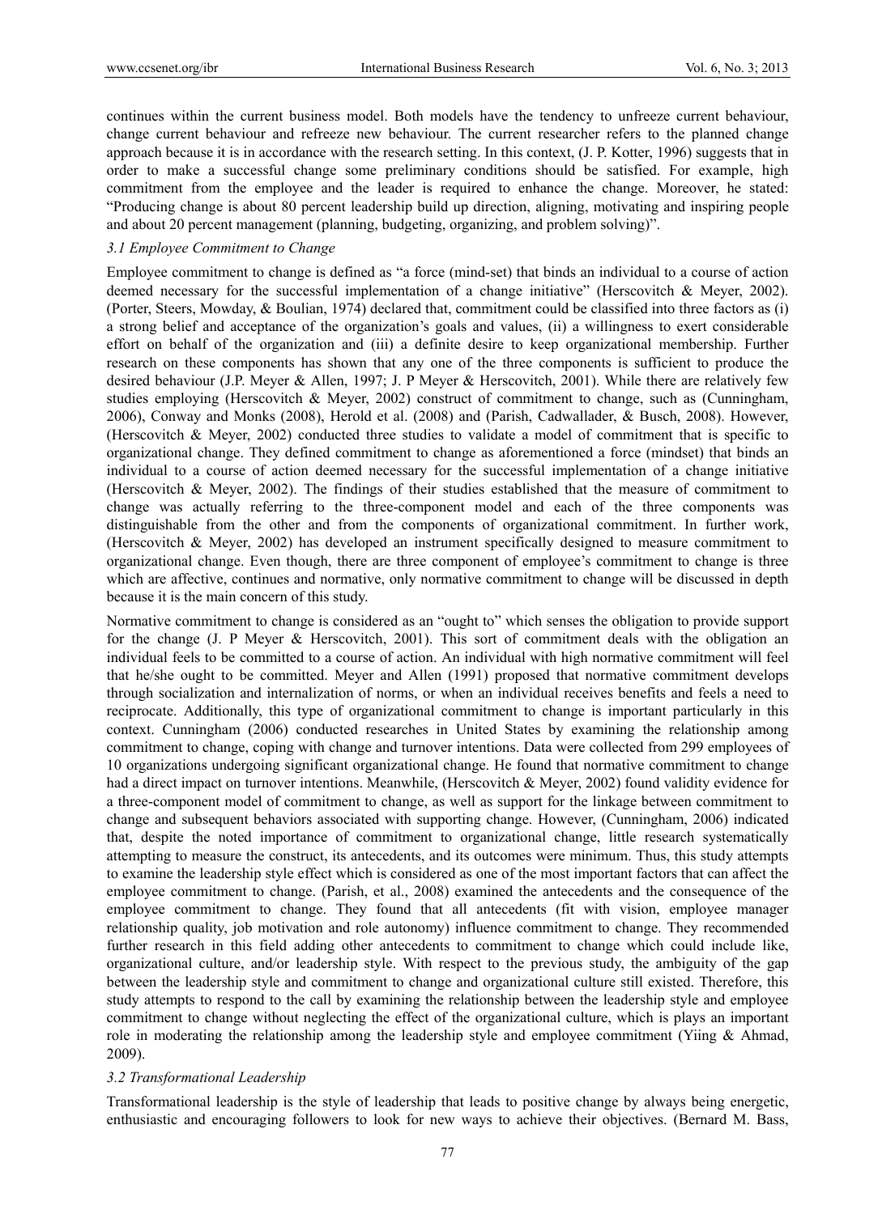continues within the current business model. Both models have the tendency to unfreeze current behaviour, change current behaviour and refreeze new behaviour. The current researcher refers to the planned change approach because it is in accordance with the research setting. In this context, (J. P. Kotter, 1996) suggests that in order to make a successful change some preliminary conditions should be satisfied. For example, high commitment from the employee and the leader is required to enhance the change. Moreover, he stated: "Producing change is about 80 percent leadership build up direction, aligning, motivating and inspiring people and about 20 percent management (planning, budgeting, organizing, and problem solving)".

### *3.1 Employee Commitment to Change*

Employee commitment to change is defined as "a force (mind-set) that binds an individual to a course of action deemed necessary for the successful implementation of a change initiative" (Herscovitch & Meyer, 2002). (Porter, Steers, Mowday, & Boulian, 1974) declared that, commitment could be classified into three factors as (i) a strong belief and acceptance of the organization's goals and values, (ii) a willingness to exert considerable effort on behalf of the organization and (iii) a definite desire to keep organizational membership. Further research on these components has shown that any one of the three components is sufficient to produce the desired behaviour (J.P. Meyer & Allen, 1997; J. P Meyer & Herscovitch, 2001). While there are relatively few studies employing (Herscovitch & Meyer, 2002) construct of commitment to change, such as (Cunningham, 2006), Conway and Monks (2008), Herold et al. (2008) and (Parish, Cadwallader, & Busch, 2008). However, (Herscovitch & Meyer, 2002) conducted three studies to validate a model of commitment that is specific to organizational change. They defined commitment to change as aforementioned a force (mindset) that binds an individual to a course of action deemed necessary for the successful implementation of a change initiative (Herscovitch & Meyer, 2002). The findings of their studies established that the measure of commitment to change was actually referring to the three-component model and each of the three components was distinguishable from the other and from the components of organizational commitment. In further work, (Herscovitch & Meyer, 2002) has developed an instrument specifically designed to measure commitment to organizational change. Even though, there are three component of employee's commitment to change is three which are affective, continues and normative, only normative commitment to change will be discussed in depth because it is the main concern of this study.

Normative commitment to change is considered as an "ought to" which senses the obligation to provide support for the change (J. P Meyer & Herscovitch, 2001). This sort of commitment deals with the obligation an individual feels to be committed to a course of action. An individual with high normative commitment will feel that he/she ought to be committed. Meyer and Allen (1991) proposed that normative commitment develops through socialization and internalization of norms, or when an individual receives benefits and feels a need to reciprocate. Additionally, this type of organizational commitment to change is important particularly in this context. Cunningham (2006) conducted researches in United States by examining the relationship among commitment to change, coping with change and turnover intentions. Data were collected from 299 employees of 10 organizations undergoing significant organizational change. He found that normative commitment to change had a direct impact on turnover intentions. Meanwhile, (Herscovitch & Meyer, 2002) found validity evidence for a three-component model of commitment to change, as well as support for the linkage between commitment to change and subsequent behaviors associated with supporting change. However, (Cunningham, 2006) indicated that, despite the noted importance of commitment to organizational change, little research systematically attempting to measure the construct, its antecedents, and its outcomes were minimum. Thus, this study attempts to examine the leadership style effect which is considered as one of the most important factors that can affect the employee commitment to change. (Parish, et al., 2008) examined the antecedents and the consequence of the employee commitment to change. They found that all antecedents (fit with vision, employee manager relationship quality, job motivation and role autonomy) influence commitment to change. They recommended further research in this field adding other antecedents to commitment to change which could include like, organizational culture, and/or leadership style. With respect to the previous study, the ambiguity of the gap between the leadership style and commitment to change and organizational culture still existed. Therefore, this study attempts to respond to the call by examining the relationship between the leadership style and employee commitment to change without neglecting the effect of the organizational culture, which is plays an important role in moderating the relationship among the leadership style and employee commitment (Yiing & Ahmad, 2009).

### *3.2 Transformational Leadership*

Transformational leadership is the style of leadership that leads to positive change by always being energetic, enthusiastic and encouraging followers to look for new ways to achieve their objectives. (Bernard M. Bass,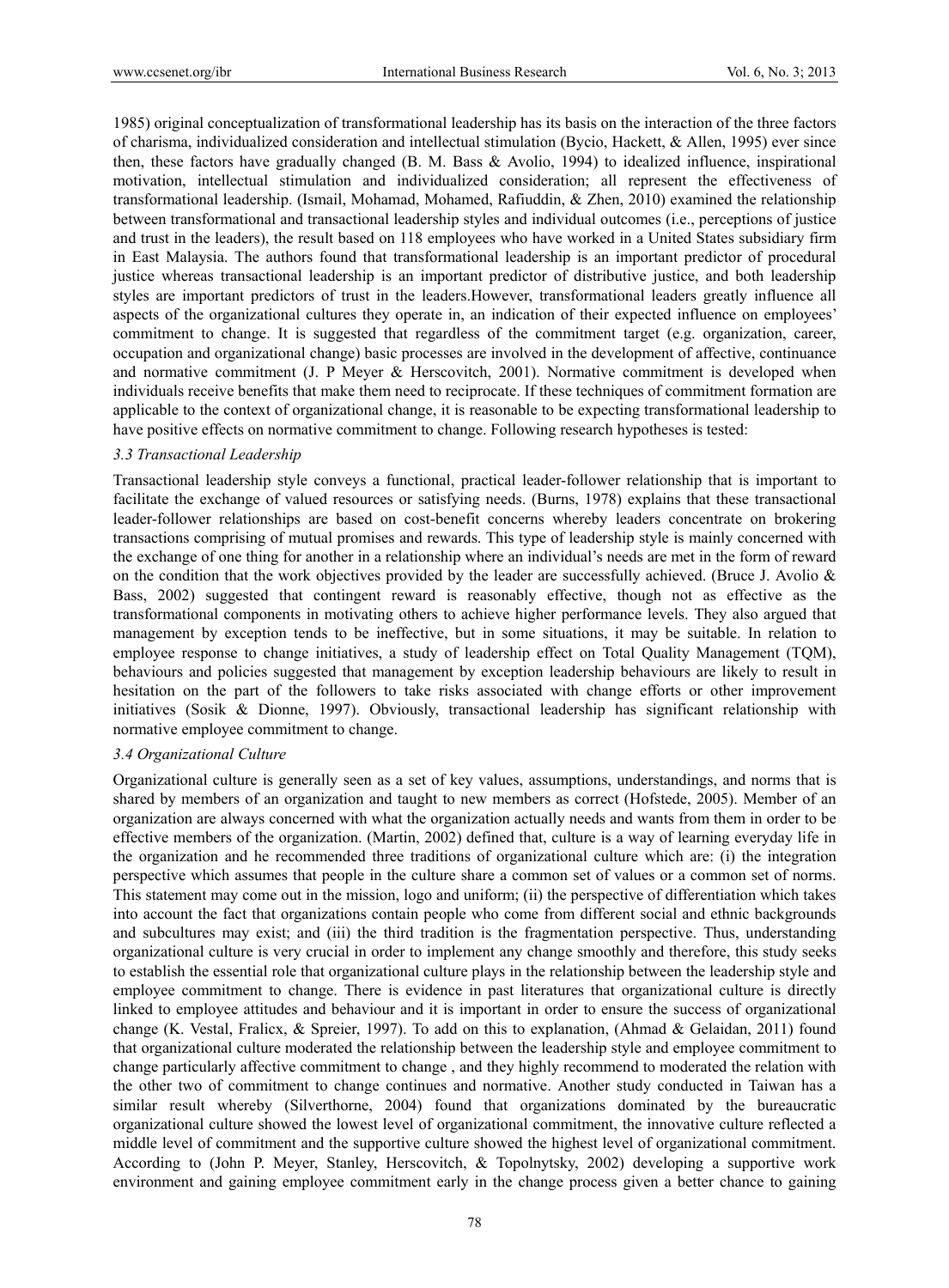1985) original conceptualization of transformational leadership has its basis on the interaction of the three factors of charisma, individualized consideration and intellectual stimulation (Bycio, Hackett, & Allen, 1995) ever since then, these factors have gradually changed (B. M. Bass & Avolio, 1994) to idealized influence, inspirational motivation, intellectual stimulation and individualized consideration; all represent the effectiveness of transformational leadership. (Ismail, Mohamad, Mohamed, Rafiuddin, & Zhen, 2010) examined the relationship between transformational and transactional leadership styles and individual outcomes (i.e., perceptions of justice and trust in the leaders), the result based on 118 employees who have worked in a United States subsidiary firm in East Malaysia. The authors found that transformational leadership is an important predictor of procedural justice whereas transactional leadership is an important predictor of distributive justice, and both leadership styles are important predictors of trust in the leaders.However, transformational leaders greatly influence all aspects of the organizational cultures they operate in, an indication of their expected influence on employees' commitment to change. It is suggested that regardless of the commitment target (e.g. organization, career, occupation and organizational change) basic processes are involved in the development of affective, continuance and normative commitment (J. P Meyer & Herscovitch, 2001). Normative commitment is developed when individuals receive benefits that make them need to reciprocate. If these techniques of commitment formation are applicable to the context of organizational change, it is reasonable to be expecting transformational leadership to have positive effects on normative commitment to change. Following research hypotheses is tested:

### 3.3 Transactional Leadership

Transactional leadership style conveys a functional, practical leader-follower relationship that is important to facilitate the exchange of valued resources or satisfying needs. (Burns, 1978) explains that these transactional leader-follower relationships are based on cost-benefit concerns whereby leaders concentrate on brokering transactions comprising of mutual promises and rewards. This type of leadership style is mainly concerned with the exchange of one thing for another in a relationship where an individual's needs are met in the form of reward on the condition that the work objectives provided by the leader are successfully achieved. (Bruce J. Avolio & Bass, 2002) suggested that contingent reward is reasonably effective, though not as effective as the transformational components in motivating others to achieve higher performance levels. They also argued that management by exception tends to be ineffective, but in some situations, it may be suitable. In relation to employee response to change initiatives, a study of leadership effect on Total Quality Management (TQM), behaviours and policies suggested that management by exception leadership behaviours are likely to result in hesitation on the part of the followers to take risks associated with change efforts or other improvement initiatives (Sosik & Dionne, 1997). Obviously, transactional leadership has significant relationship with normative employee commitment to change.

### 3.4 Organizational Culture

Organizational culture is generally seen as a set of key values, assumptions, understandings, and norms that is shared by members of an organization and taught to new members as correct (Hofstede, 2005). Member of an organization are always concerned with what the organization actually needs and wants from them in order to be effective members of the organization. (Martin, 2002) defined that, culture is a way of learning everyday life in the organization and he recommended three traditions of organizational culture which are: (i) the integration perspective which assumes that people in the culture share a common set of values or a common set of norms. This statement may come out in the mission, logo and uniform; (ii) the perspective of differentiation which takes into account the fact that organizations contain people who come from different social and ethnic backgrounds and subcultures may exist; and (iii) the third tradition is the fragmentation perspective. Thus, understanding organizational culture is very crucial in order to implement any change smoothly and therefore, this study seeks to establish the essential role that organizational culture plays in the relationship between the leadership style and employee commitment to change. There is evidence in past literatures that organizational culture is directly linked to employee attitudes and behaviour and it is important in order to ensure the success of organizational change (K. Vestal, Fralicx, & Spreier, 1997). To add on this to explanation, (Ahmad & Gelaidan, 2011) found that organizational culture moderated the relationship between the leadership style and employee commitment to change particularly affective commitment to change , and they highly recommend to moderated the relation with the other two of commitment to change continues and normative. Another study conducted in Taiwan has a similar result whereby (Silverthorne, 2004) found that organizations dominated by the bureaucratic organizational culture showed the lowest level of organizational commitment, the innovative culture reflected a middle level of commitment and the supportive culture showed the highest level of organizational commitment. According to (John P. Meyer, Stanley, Herscovitch, & Topolnytsky, 2002) developing a supportive work environment and gaining employee commitment early in the change process given a better chance to gaining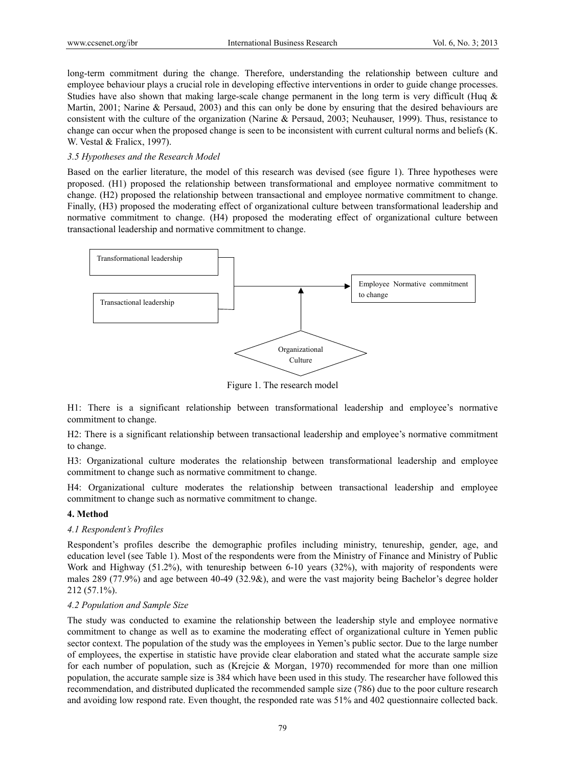long-term commitment during the change. Therefore, understanding the relationship between culture and employee behaviour plays a crucial role in developing effective interventions in order to guide change processes. Studies have also shown that making large-scale change permanent in the long term is very difficult (Huq & Martin, 2001; Narine & Persaud, 2003) and this can only be done by ensuring that the desired behaviours are consistent with the culture of the organization (Narine & Persaud, 2003; Neuhauser, 1999). Thus, resistance to change can occur when the proposed change is seen to be inconsistent with current cultural norms and beliefs (K. W. Vestal & Fralicx, 1997).

### *3.5 Hypotheses and the Research Model*

Based on the earlier literature, the model of this research was devised (see figure 1). Three hypotheses were proposed. (H1) proposed the relationship between transformational and employee normative commitment to change. (H2) proposed the relationship between transactional and employee normative commitment to change. Finally, (H3) proposed the moderating effect of organizational culture between transformational leadership and normative commitment to change. (H4) proposed the moderating effect of organizational culture between transactional leadership and normative commitment to change.

Transformational leadership

Transactional leadership

Employee Normative commitment to change

Organizational Culture

Figure 1. The research model

H1: There is a significant relationship between transformational leadership and employee's normative commitment to change.

H2: There is a significant relationship between transactional leadership and employee's normative commitment to change.

H3: Organizational culture moderates the relationship between transformational leadership and employee commitment to change such as normative commitment to change.

H4: Organizational culture moderates the relationship between transactional leadership and employee commitment to change such as normative commitment to change.

## **4. Method**

### *4.1 Respondent's Profiles*

Respondent's profiles describe the demographic profiles including ministry, tenureship, gender, age, and education level (see Table 1). Most of the respondents were from the Ministry of Finance and Ministry of Public Work and Highway (51.2%), with tenureship between 6-10 years (32%), with majority of respondents were males 289 (77.9%) and age between 40-49 (32.9&), and were the vast majority being Bachelor's degree holder 212 (57.1%).

### *4.2 Population and Sample Size*

The study was conducted to examine the relationship between the leadership style and employee normative commitment to change as well as to examine the moderating effect of organizational culture in Yemen public sector context. The population of the study was the employees in Yemen's public sector. Due to the large number of employees, the expertise in statistic have provide clear elaboration and stated what the accurate sample size for each number of population, such as (Krejcie & Morgan, 1970) recommended for more than one million population, the accurate sample size is 384 which have been used in this study. The researcher have followed this recommendation, and distributed duplicated the recommended sample size (786) due to the poor culture research and avoiding low respond rate. Even thought, the responded rate was 51% and 402 questionnaire collected back.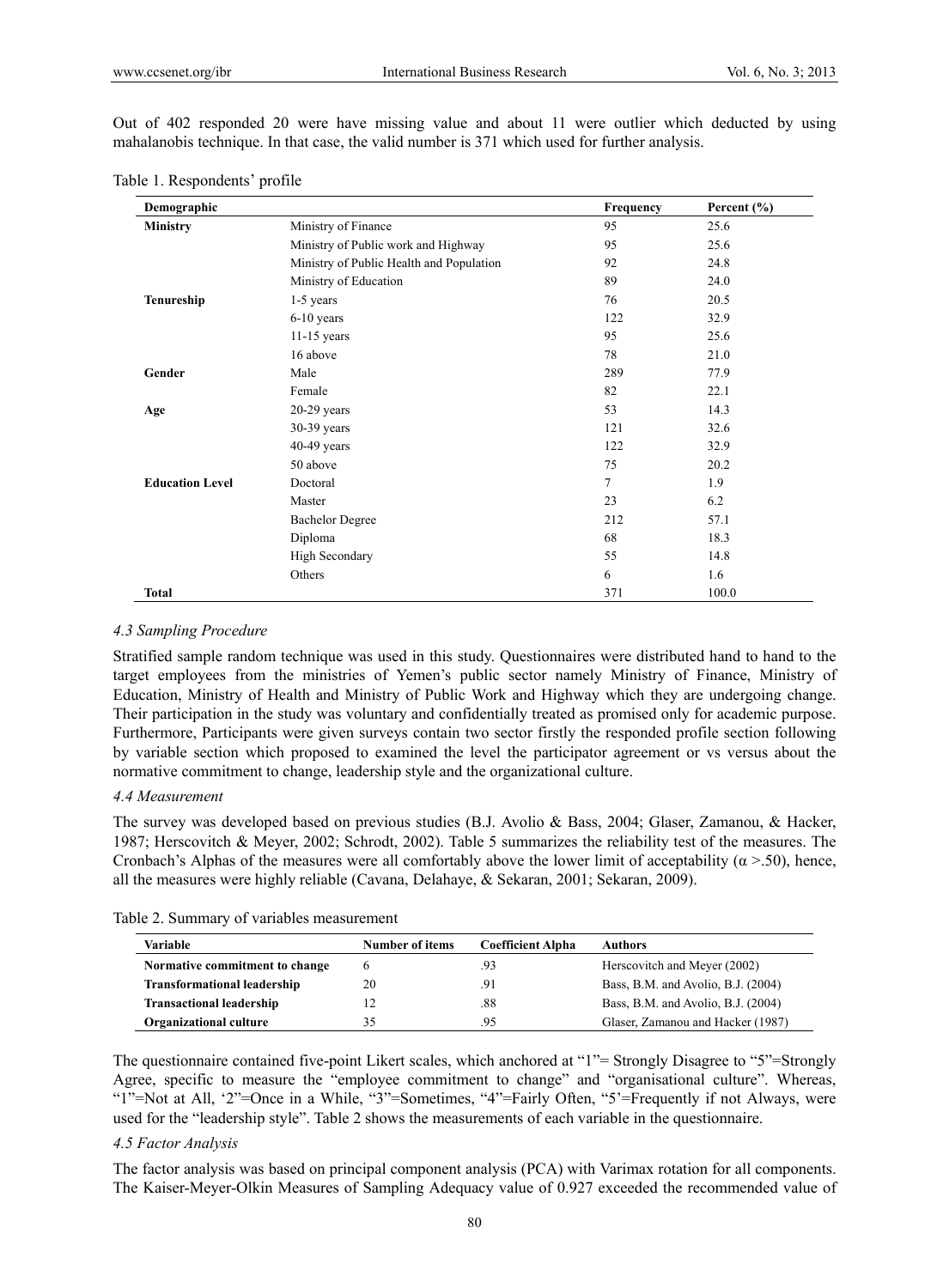Out of 402 responded 20 were have missing value and about 11 were outlier which deducted by using mahalanobis technique. In that case, the valid number is 371 which used for further analysis.

Table 1. Respondents' profile

| Demographic | | Frequency | Percent (%) |
|---|---|---|---|
| **Ministry** | Ministry of Finance | 95 | 25.6 |
| | Ministry of Public work and Highway | 95 | 25.6 |
| | Ministry of Public Health and Population | 92 | 24.8 |
| | Ministry of Education | 89 | 24.0 |
| **Tenureship** | 1-5 years | 76 | 20.5 |
| | 6-10 years | 122 | 32.9 |
| | 11-15 years | 95 | 25.6 |
| | 16 above | 78 | 21.0 |
| **Gender** | Male | 289 | 77.9 |
| | Female | 82 | 22.1 |
| **Age** | 20-29 years | 53 | 14.3 |
| | 30-39 years | 121 | 32.6 |
| | 40-49 years | 122 | 32.9 |
| | 50 above | 75 | 20.2 |
| **Education Level** | Doctoral | 7 | 1.9 |
| | Master | 23 | 6.2 |
| | Bachelor Degree | 212 | 57.1 |
| | Diploma | 68 | 18.3 |
| | High Secondary | 55 | 14.8 |
| | Others | 6 | 1.6 |
| **Total** | | 371 | 100.0 |

### *4.3 Sampling Procedure*

Stratified sample random technique was used in this study. Questionnaires were distributed hand to hand to the target employees from the ministries of Yemen's public sector namely Ministry of Finance, Ministry of Education, Ministry of Health and Ministry of Public Work and Highway which they are undergoing change. Their participation in the study was voluntary and confidentially treated as promised only for academic purpose. Furthermore, Participants were given surveys contain two sector firstly the responded profile section following by variable section which proposed to examined the level the participator agreement or vs versus about the normative commitment to change, leadership style and the organizational culture.

### *4.4 Measurement*

The survey was developed based on previous studies (B.J. Avolio & Bass, 2004; Glaser, Zamanou, & Hacker, 1987; Herscovitch & Meyer, 2002; Schrodt, 2002). Table 5 summarizes the reliability test of the measures. The Cronbach's Alphas of the measures were all comfortably above the lower limit of acceptability ($\alpha$ >.50), hence, all the measures were highly reliable (Cavana, Delahaye, & Sekaran, 2001; Sekaran, 2009).

Table 2. Summary of variables measurement

| Variable | Number of items | Coefficient Alpha | Authors |
|---|---|---|---|
| **Normative commitment to change** | 6 | .93 | Herscovitch and Meyer (2002) |
| **Transformational leadership** | 20 | .91 | Bass, B.M. and Avolio, B.J. (2004) |
| **Transactional leadership** | 12 | .88 | Bass, B.M. and Avolio, B.J. (2004) |
| **Organizational culture** | 35 | .95 | Glaser, Zamanou and Hacker (1987) |

The questionnaire contained five-point Likert scales, which anchored at "1"= Strongly Disagree to "5"=Strongly Agree, specific to measure the "employee commitment to change" and "organisational culture". Whereas, "1"=Not at All, '2"=Once in a While, "3"=Sometimes, "4"=Fairly Often, "5'=Frequently if not Always, were used for the "leadership style". Table 2 shows the measurements of each variable in the questionnaire.

### *4.5 Factor Analysis*

The factor analysis was based on principal component analysis (PCA) with Varimax rotation for all components. The Kaiser-Meyer-Olkin Measures of Sampling Adequacy value of 0.927 exceeded the recommended value of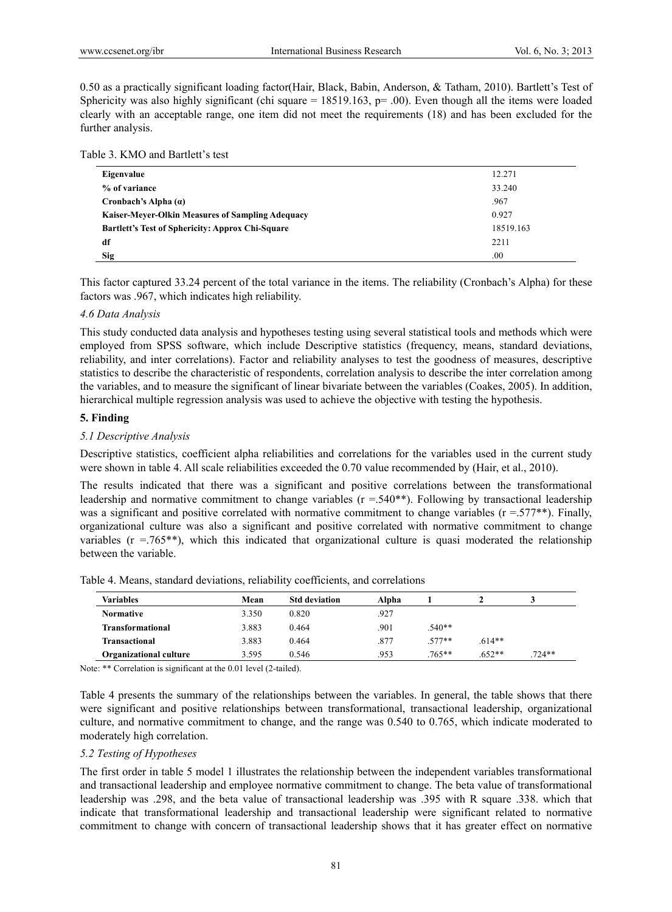0.50 as a practically significant loading factor(Hair, Black, Babin, Anderson, & Tatham, 2010). Bartlett's Test of Sphericity was also highly significant (chi square = 18519.163, p= .00). Even though all the items were loaded clearly with an acceptable range, one item did not meet the requirements (18) and has been excluded for the further analysis.

Table 3. KMO and Bartlett's test

| | |
|---|---|
| **Eigenvalue** | 12.271 |
| **% of variance** | 33.240 |
| **Cronbach's Alpha (α)** | .967 |
| **Kaiser-Meyer-Olkin Measures of Sampling Adequacy** | 0.927 |
| **Bartlett's Test of Sphericity: Approx Chi-Square** | 18519.163 |
| **df** | 2211 |
| **Sig** | .00 |

This factor captured 33.24 percent of the total variance in the items. The reliability (Cronbach's Alpha) for these factors was .967, which indicates high reliability.

### *4.6 Data Analysis*

This study conducted data analysis and hypotheses testing using several statistical tools and methods which were employed from SPSS software, which include Descriptive statistics (frequency, means, standard deviations, reliability, and inter correlations). Factor and reliability analyses to test the goodness of measures, descriptive statistics to describe the characteristic of respondents, correlation analysis to describe the inter correlation among the variables, and to measure the significant of linear bivariate between the variables (Coakes, 2005). In addition, hierarchical multiple regression analysis was used to achieve the objective with testing the hypothesis.

## **5. Finding**

### *5.1 Descriptive Analysis*

Descriptive statistics, coefficient alpha reliabilities and correlations for the variables used in the current study were shown in table 4. All scale reliabilities exceeded the 0.70 value recommended by (Hair, et al., 2010).

The results indicated that there was a significant and positive correlations between the transformational leadership and normative commitment to change variables (r =.540**). Following by transactional leadership was a significant and positive correlated with normative commitment to change variables (r =.577**). Finally, organizational culture was also a significant and positive correlated with normative commitment to change variables (r =.765**), which this indicated that organizational culture is quasi moderated the relationship between the variable.

Table 4. Means, standard deviations, reliability coefficients, and correlations

| Variables | Mean | Std deviation | Alpha | 1 | 2 | 3 |
|---|---|---|---|---|---|---|
| **Normative** | 3.350 | 0.820 | .927 | | | |
| **Transformational** | 3.883 | 0.464 | .901 | .540** | | |
| **Transactional** | 3.883 | 0.464 | .877 | .577** | .614** | |
| **Organizational culture** | 3.595 | 0.546 | .953 | .765** | .652** | .724** |

Note: ** Correlation is significant at the 0.01 level (2-tailed).

Table 4 presents the summary of the relationships between the variables. In general, the table shows that there were significant and positive relationships between transformational, transactional leadership, organizational culture, and normative commitment to change, and the range was 0.540 to 0.765, which indicate moderated to moderately high correlation.

### *5.2 Testing of Hypotheses*

The first order in table 5 model 1 illustrates the relationship between the independent variables transformational and transactional leadership and employee normative commitment to change. The beta value of transformational leadership was .298, and the beta value of transactional leadership was .395 with R square .338. which that indicate that transformational leadership and transactional leadership were significant related to normative commitment to change with concern of transactional leadership shows that it has greater effect on normative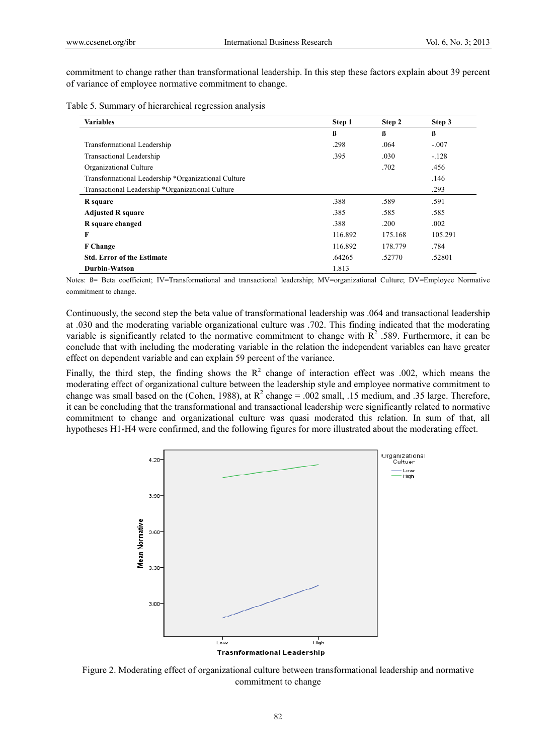commitment to change rather than transformational leadership. In this step these factors explain about 39 percent of variance of employee normative commitment to change.

Table 5. Summary of hierarchical regression analysis

| Variables | Step 1 | Step 2 | Step 3 |
|---|---|---|---|
| | ß | ß | ß |
| Transformational Leadership | .298 | .064 | -.007 |
| Transactional Leadership | .395 | .030 | -.128 |
| Organizational Culture | | .702 | .456 |
| Transformational Leadership *Organizational Culture | | | .146 |
| Transactional Leadership *Organizational Culture | | | .293 |
| **R square** | .388 | .589 | .591 |
| **Adjusted R square** | .385 | .585 | .585 |
| **R square changed** | .388 | .200 | .002 |
| **F** | 116.892 | 175.168 | 105.291 |
| **F Change** | 116.892 | 178.779 | .784 |
| **Std. Error of the Estimate** | .64265 | .52770 | .52801 |
| **Durbin-Watson** | 1.813 | | |

Notes: ß= Beta coefficient; IV=Transformational and transactional leadership; MV=organizational Culture; DV=Employee Normative commitment to change.

Continuously, the second step the beta value of transformational leadership was .064 and transactional leadership at .030 and the moderating variable organizational culture was .702. This finding indicated that the moderating variable is significantly related to the normative commitment to change with $R^2$ .589. Furthermore, it can be conclude that with including the moderating variable in the relation the independent variables can have greater effect on dependent variable and can explain 59 percent of the variance.

Finally, the third step, the finding shows the $R^2$ change of interaction effect was .002, which means the moderating effect of organizational culture between the leadership style and employee normative commitment to change was small based on the (Cohen, 1988), at $R^2$ change = .002 small, .15 medium, and .35 large. Therefore, it can be concluding that the transformational and transactional leadership were significantly related to normative commitment to change and organizational culture was quasi moderated this relation. In sum of that, all hypotheses H1-H4 were confirmed, and the following figures for more illustrated about the moderating effect.

Figure 2. Moderating effect of organizational culture between transformational leadership and normative commitment to change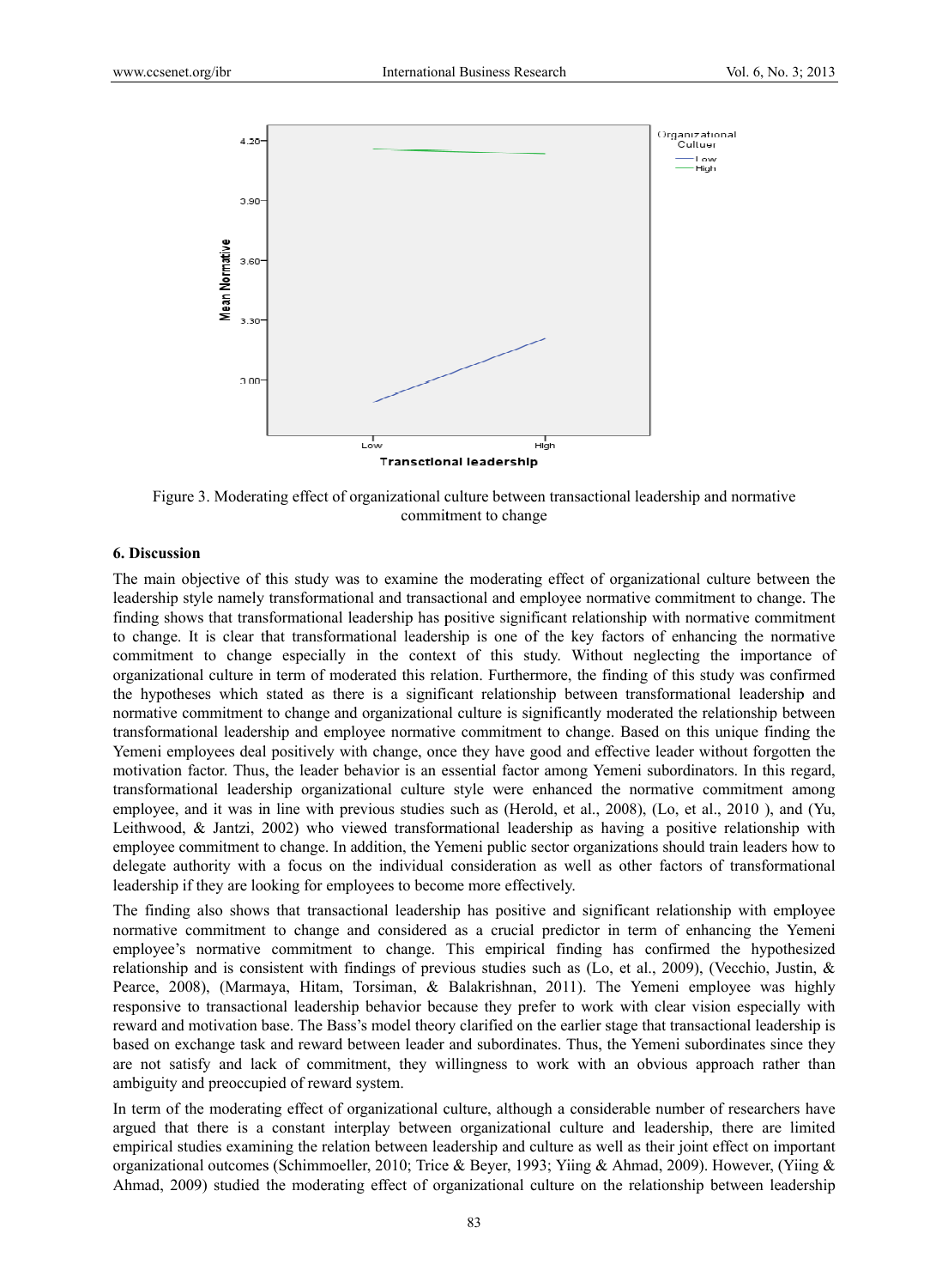Figure 3. Moderating effect of organizational culture between transactional leadership and normative commitment to change

## 6. Discussion

The main objective of this study was to examine the moderating effect of organizational culture between the leadership style namely transformational and transactional and employee normative commitment to change. The finding shows that transformational leadership has positive significant relationship with normative commitment to change. It is clear that transformational leadership is one of the key factors of enhancing the normative commitment to change especially in the context of this study. Without neglecting the importance of organizational culture in term of moderated this relation. Furthermore, the finding of this study was confirmed the hypotheses which stated as there is a significant relationship between transformational leadership and normative commitment to change and organizational culture is significantly moderated the relationship between transformational leadership and employee normative commitment to change. Based on this unique finding the Yemeni employees deal positively with change, once they have good and effective leader without forgotten the motivation factor. Thus, the leader behavior is an essential factor among Yemeni subordinators. In this regard, transformational leadership organizational culture style were enhanced the normative commitment among employee, and it was in line with previous studies such as (Herold, et al., 2008), (Lo, et al., 2010 ), and (Yu, Leithwood, & Jantzi, 2002) who viewed transformational leadership as having a positive relationship with employee commitment to change. In addition, the Yemeni public sector organizations should train leaders how to delegate authority with a focus on the individual consideration as well as other factors of transformational leadership if they are looking for employees to become more effectively.

The finding also shows that transactional leadership has positive and significant relationship with employee normative commitment to change and considered as a crucial predictor in term of enhancing the Yemeni employee's normative commitment to change. This empirical finding has confirmed the hypothesized relationship and is consistent with findings of previous studies such as (Lo, et al., 2009), (Vecchio, Justin, & Pearce, 2008), (Marmaya, Hitam, Torsiman, & Balakrishnan, 2011). The Yemeni employee was highly responsive to transactional leadership behavior because they prefer to work with clear vision especially with reward and motivation base. The Bass's model theory clarified on the earlier stage that transactional leadership is based on exchange task and reward between leader and subordinates. Thus, the Yemeni subordinates since they are not satisfy and lack of commitment, they willingness to work with an obvious approach rather than ambiguity and preoccupied of reward system.

In term of the moderating effect of organizational culture, although a considerable number of researchers have argued that there is a constant interplay between organizational culture and leadership, there are limited empirical studies examining the relation between leadership and culture as well as their joint effect on important organizational outcomes (Schimmoeller, 2010; Trice & Beyer, 1993; Yiing & Ahmad, 2009). However, (Yiing & Ahmad, 2009) studied the moderating effect of organizational culture on the relationship between leadership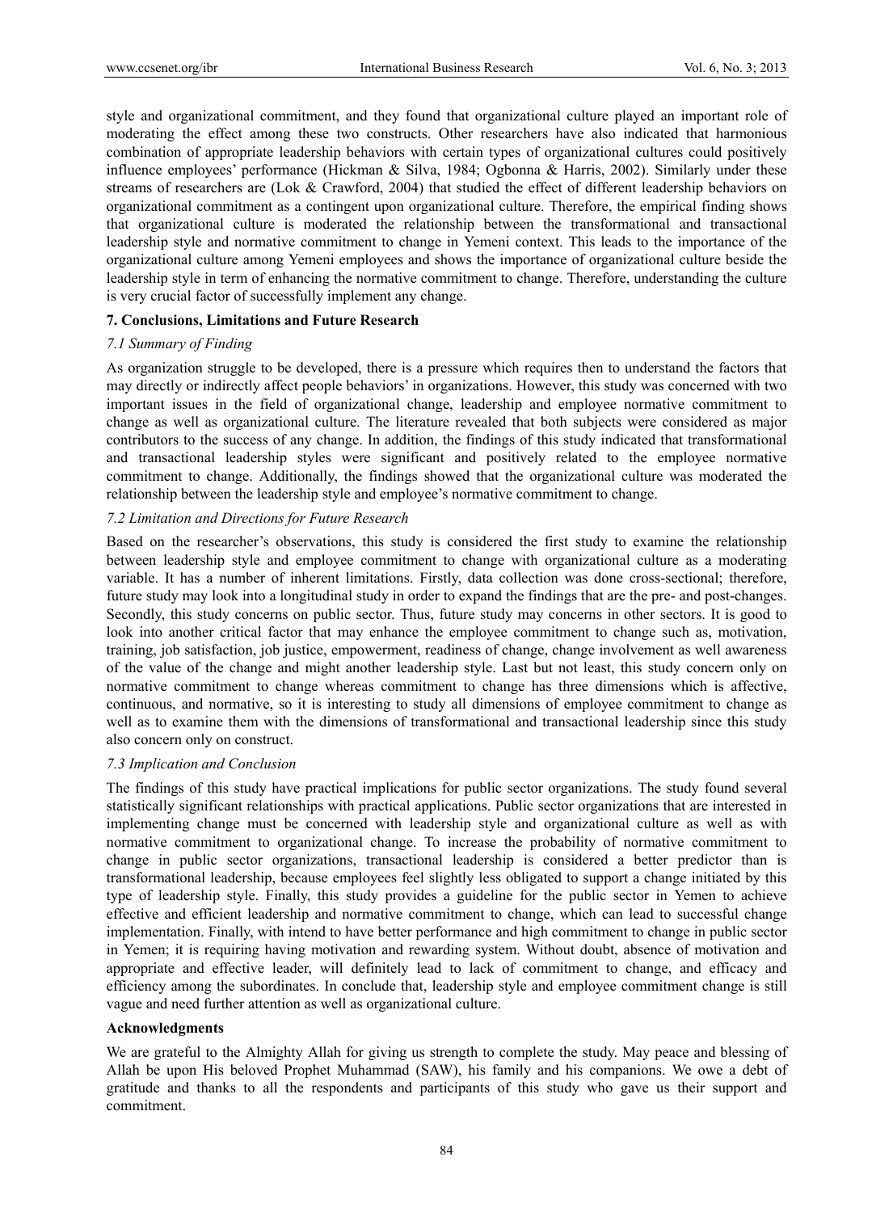style and organizational commitment, and they found that organizational culture played an important role of moderating the effect among these two constructs. Other researchers have also indicated that harmonious combination of appropriate leadership behaviors with certain types of organizational cultures could positively influence employees' performance (Hickman & Silva, 1984; Ogbonna & Harris, 2002). Similarly under these streams of researchers are (Lok & Crawford, 2004) that studied the effect of different leadership behaviors on organizational commitment as a contingent upon organizational culture. Therefore, the empirical finding shows that organizational culture is moderated the relationship between the transformational and transactional leadership style and normative commitment to change in Yemeni context. This leads to the importance of the organizational culture among Yemeni employees and shows the importance of organizational culture beside the leadership style in term of enhancing the normative commitment to change. Therefore, understanding the culture is very crucial factor of successfully implement any change.

## 7. Conclusions, Limitations and Future Research

### *7.1 Summary of Finding*

As organization struggle to be developed, there is a pressure which requires then to understand the factors that may directly or indirectly affect people behaviors' in organizations. However, this study was concerned with two important issues in the field of organizational change, leadership and employee normative commitment to change as well as organizational culture. The literature revealed that both subjects were considered as major contributors to the success of any change. In addition, the findings of this study indicated that transformational and transactional leadership styles were significant and positively related to the employee normative commitment to change. Additionally, the findings showed that the organizational culture was moderated the relationship between the leadership style and employee's normative commitment to change.

### *7.2 Limitation and Directions for Future Research*

Based on the researcher's observations, this study is considered the first study to examine the relationship between leadership style and employee commitment to change with organizational culture as a moderating variable. It has a number of inherent limitations. Firstly, data collection was done cross-sectional; therefore, future study may look into a longitudinal study in order to expand the findings that are the pre- and post-changes. Secondly, this study concerns on public sector. Thus, future study may concerns in other sectors. It is good to look into another critical factor that may enhance the employee commitment to change such as, motivation, training, job satisfaction, job justice, empowerment, readiness of change, change involvement as well awareness of the value of the change and might another leadership style. Last but not least, this study concern only on normative commitment to change whereas commitment to change has three dimensions which is affective, continuous, and normative, so it is interesting to study all dimensions of employee commitment to change as well as to examine them with the dimensions of transformational and transactional leadership since this study also concern only on construct.

### *7.3 Implication and Conclusion*

The findings of this study have practical implications for public sector organizations. The study found several statistically significant relationships with practical applications. Public sector organizations that are interested in implementing change must be concerned with leadership style and organizational culture as well as with normative commitment to organizational change. To increase the probability of normative commitment to change in public sector organizations, transactional leadership is considered a better predictor than is transformational leadership, because employees feel slightly less obligated to support a change initiated by this type of leadership style. Finally, this study provides a guideline for the public sector in Yemen to achieve effective and efficient leadership and normative commitment to change, which can lead to successful change implementation. Finally, with intend to have better performance and high commitment to change in public sector in Yemen; it is requiring having motivation and rewarding system. Without doubt, absence of motivation and appropriate and effective leader, will definitely lead to lack of commitment to change, and efficacy and efficiency among the subordinates. In conclude that, leadership style and employee commitment change is still vague and need further attention as well as organizational culture.

## Acknowledgments

We are grateful to the Almighty Allah for giving us strength to complete the study. May peace and blessing of Allah be upon His beloved Prophet Muhammad (SAW), his family and his companions. We owe a debt of gratitude and thanks to all the respondents and participants of this study who gave us their support and commitment.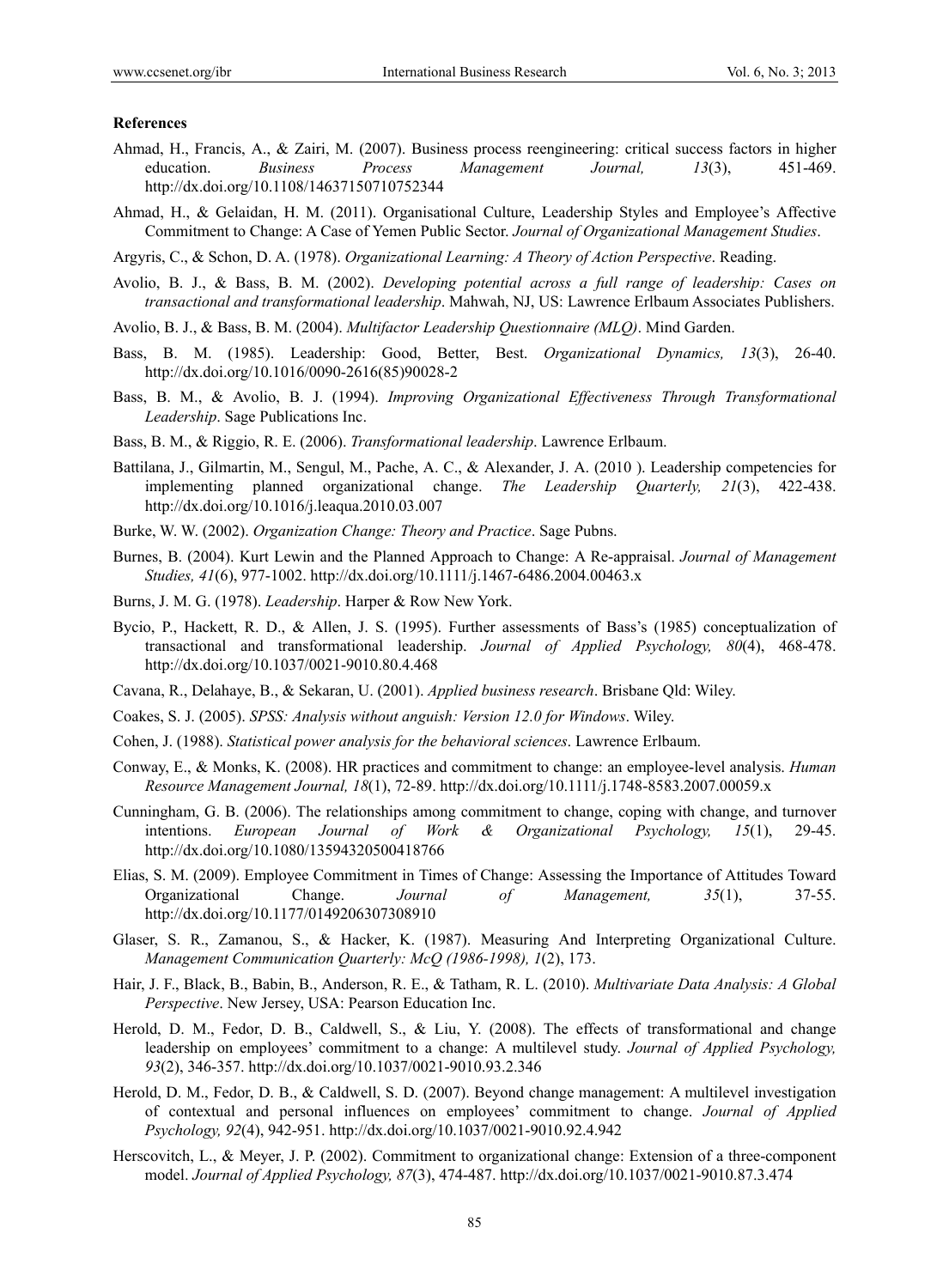### References

Ahmad, H., Francis, A., & Zairi, M. (2007). Business process reengineering: critical success factors in higher education. *Business Process Management Journal, 13*(3), 451-469. http://dx.doi.org/10.1108/14637150710752344

Ahmad, H., & Gelaidan, H. M. (2011). Organisational Culture, Leadership Styles and Employee's Affective Commitment to Change: A Case of Yemen Public Sector. *Journal of Organizational Management Studies*.

Argyris, C., & Schon, D. A. (1978). *Organizational Learning: A Theory of Action Perspective*. Reading.

Avolio, B. J., & Bass, B. M. (2002). *Developing potential across a full range of leadership: Cases on transactional and transformational leadership*. Mahwah, NJ, US: Lawrence Erlbaum Associates Publishers.

Avolio, B. J., & Bass, B. M. (2004). *Multifactor Leadership Questionnaire (MLQ)*. Mind Garden.

Bass, B. M. (1985). Leadership: Good, Better, Best. *Organizational Dynamics, 13*(3), 26-40. http://dx.doi.org/10.1016/0090-2616(85)90028-2

Bass, B. M., & Avolio, B. J. (1994). *Improving Organizational Effectiveness Through Transformational Leadership*. Sage Publications Inc.

Bass, B. M., & Riggio, R. E. (2006). *Transformational leadership*. Lawrence Erlbaum.

Battilana, J., Gilmartin, M., Sengul, M., Pache, A. C., & Alexander, J. A. (2010 ). Leadership competencies for implementing planned organizational change. *The Leadership Quarterly, 21*(3), 422-438. http://dx.doi.org/10.1016/j.leaqua.2010.03.007

Burke, W. W. (2002). *Organization Change: Theory and Practice*. Sage Pubns.

Burnes, B. (2004). Kurt Lewin and the Planned Approach to Change: A Re-appraisal. *Journal of Management Studies, 41*(6), 977-1002. http://dx.doi.org/10.1111/j.1467-6486.2004.00463.x

Burns, J. M. G. (1978). *Leadership*. Harper & Row New York.

Bycio, P., Hackett, R. D., & Allen, J. S. (1995). Further assessments of Bass's (1985) conceptualization of transactional and transformational leadership. *Journal of Applied Psychology, 80*(4), 468-478. http://dx.doi.org/10.1037/0021-9010.80.4.468

Cavana, R., Delahaye, B., & Sekaran, U. (2001). *Applied business research*. Brisbane Qld: Wiley.

Coakes, S. J. (2005). *SPSS: Analysis without anguish: Version 12.0 for Windows*. Wiley.

Cohen, J. (1988). *Statistical power analysis for the behavioral sciences*. Lawrence Erlbaum.

Conway, E., & Monks, K. (2008). HR practices and commitment to change: an employee-level analysis. *Human Resource Management Journal, 18*(1), 72-89. http://dx.doi.org/10.1111/j.1748-8583.2007.00059.x

Cunningham, G. B. (2006). The relationships among commitment to change, coping with change, and turnover intentions. *European Journal of Work & Organizational Psychology, 15*(1), 29-45. http://dx.doi.org/10.1080/13594320500418766

Elias, S. M. (2009). Employee Commitment in Times of Change: Assessing the Importance of Attitudes Toward Organizational Change. *Journal of Management, 35*(1), 37-55. http://dx.doi.org/10.1177/0149206307308910

Glaser, S. R., Zamanou, S., & Hacker, K. (1987). Measuring And Interpreting Organizational Culture. *Management Communication Quarterly: McQ (1986-1998), 1*(2), 173.

Hair, J. F., Black, B., Babin, B., Anderson, R. E., & Tatham, R. L. (2010). *Multivariate Data Analysis: A Global Perspective*. New Jersey, USA: Pearson Education Inc.

Herold, D. M., Fedor, D. B., Caldwell, S., & Liu, Y. (2008). The effects of transformational and change leadership on employees' commitment to a change: A multilevel study. *Journal of Applied Psychology, 93*(2), 346-357. http://dx.doi.org/10.1037/0021-9010.93.2.346

Herold, D. M., Fedor, D. B., & Caldwell, S. D. (2007). Beyond change management: A multilevel investigation of contextual and personal influences on employees' commitment to change. *Journal of Applied Psychology, 92*(4), 942-951. http://dx.doi.org/10.1037/0021-9010.92.4.942

Herscovitch, L., & Meyer, J. P. (2002). Commitment to organizational change: Extension of a three-component model. *Journal of Applied Psychology, 87*(3), 474-487. http://dx.doi.org/10.1037/0021-9010.87.3.474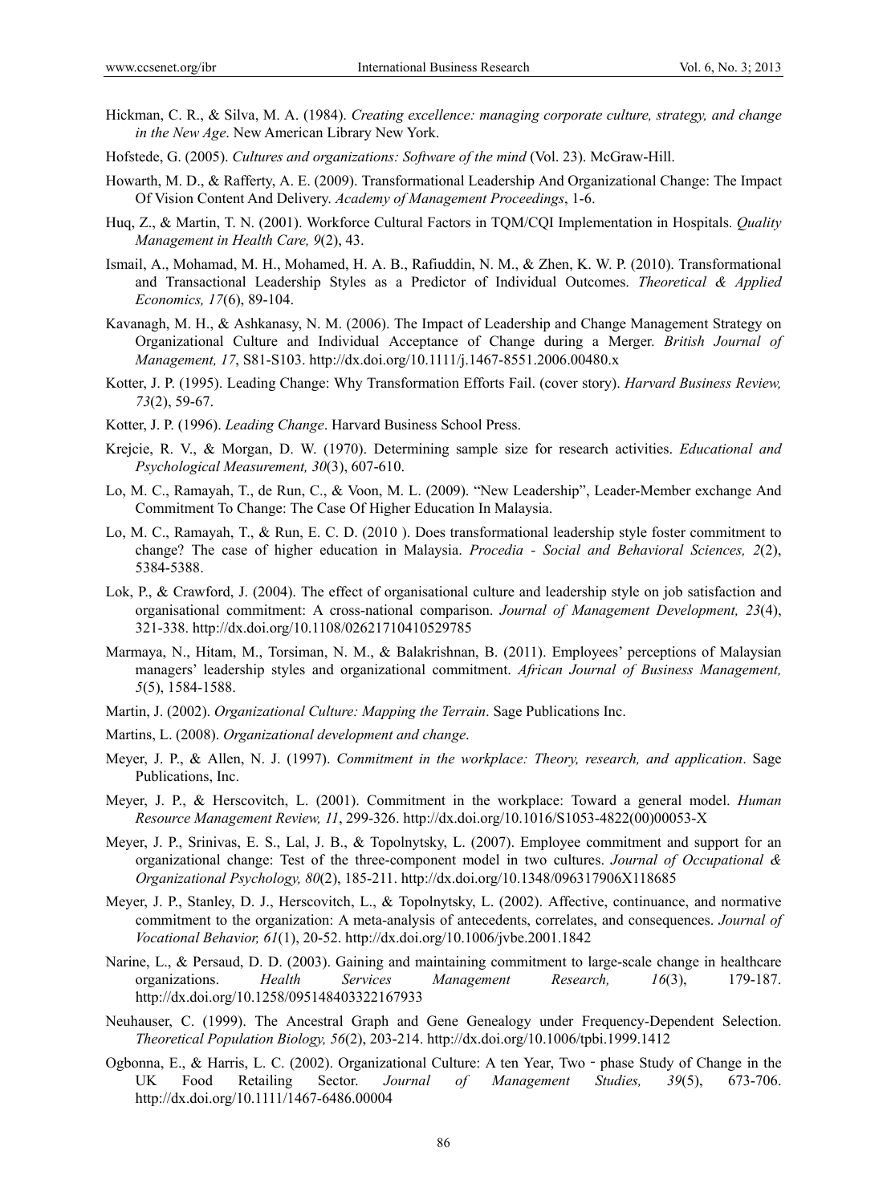Hickman, C. R., & Silva, M. A. (1984). *Creating excellence: managing corporate culture, strategy, and change in the New Age*. New American Library New York.

Hofstede, G. (2005). *Cultures and organizations: Software of the mind* (Vol. 23). McGraw-Hill.

Howarth, M. D., & Rafferty, A. E. (2009). Transformational Leadership And Organizational Change: The Impact Of Vision Content And Delivery. *Academy of Management Proceedings*, 1-6.

Huq, Z., & Martin, T. N. (2001). Workforce Cultural Factors in TQM/CQI Implementation in Hospitals. *Quality Management in Health Care, 9*(2), 43.

Ismail, A., Mohamad, M. H., Mohamed, H. A. B., Rafiuddin, N. M., & Zhen, K. W. P. (2010). Transformational and Transactional Leadership Styles as a Predictor of Individual Outcomes. *Theoretical & Applied Economics, 17*(6), 89-104.

Kavanagh, M. H., & Ashkanasy, N. M. (2006). The Impact of Leadership and Change Management Strategy on Organizational Culture and Individual Acceptance of Change during a Merger. *British Journal of Management, 17*, S81-S103. http://dx.doi.org/10.1111/j.1467-8551.2006.00480.x

Kotter, J. P. (1995). Leading Change: Why Transformation Efforts Fail. (cover story). *Harvard Business Review, 73*(2), 59-67.

Kotter, J. P. (1996). *Leading Change*. Harvard Business School Press.

Krejcie, R. V., & Morgan, D. W. (1970). Determining sample size for research activities. *Educational and Psychological Measurement, 30*(3), 607-610.

Lo, M. C., Ramayah, T., de Run, C., & Voon, M. L. (2009). "New Leadership", Leader-Member exchange And Commitment To Change: The Case Of Higher Education In Malaysia.

Lo, M. C., Ramayah, T., & Run, E. C. D. (2010 ). Does transformational leadership style foster commitment to change? The case of higher education in Malaysia. *Procedia - Social and Behavioral Sciences, 2*(2), 5384-5388.

Lok, P., & Crawford, J. (2004). The effect of organisational culture and leadership style on job satisfaction and organisational commitment: A cross-national comparison. *Journal of Management Development, 23*(4), 321-338. http://dx.doi.org/10.1108/02621710410529785

Marmaya, N., Hitam, M., Torsiman, N. M., & Balakrishnan, B. (2011). Employees' perceptions of Malaysian managers' leadership styles and organizational commitment. *African Journal of Business Management, 5*(5), 1584-1588.

Martin, J. (2002). *Organizational Culture: Mapping the Terrain*. Sage Publications Inc.

Martins, L. (2008). *Organizational development and change*.

Meyer, J. P., & Allen, N. J. (1997). *Commitment in the workplace: Theory, research, and application*. Sage Publications, Inc.

Meyer, J. P., & Herscovitch, L. (2001). Commitment in the workplace: Toward a general model. *Human Resource Management Review, 11*, 299-326. http://dx.doi.org/10.1016/S1053-4822(00)00053-X

Meyer, J. P., Srinivas, E. S., Lal, J. B., & Topolnytsky, L. (2007). Employee commitment and support for an organizational change: Test of the three-component model in two cultures. *Journal of Occupational & Organizational Psychology, 80*(2), 185-211. http://dx.doi.org/10.1348/096317906X118685

Meyer, J. P., Stanley, D. J., Herscovitch, L., & Topolnytsky, L. (2002). Affective, continuance, and normative commitment to the organization: A meta-analysis of antecedents, correlates, and consequences. *Journal of Vocational Behavior, 61*(1), 20-52. http://dx.doi.org/10.1006/jvbe.2001.1842

Narine, L., & Persaud, D. D. (2003). Gaining and maintaining commitment to large-scale change in healthcare organizations. *Health Services Management Research, 16*(3), 179-187. http://dx.doi.org/10.1258/095148403322167933

Neuhauser, C. (1999). The Ancestral Graph and Gene Genealogy under Frequency-Dependent Selection. *Theoretical Population Biology, 56*(2), 203-214. http://dx.doi.org/10.1006/tpbi.1999.1412

Ogbonna, E., & Harris, L. C. (2002). Organizational Culture: A ten Year, Two - phase Study of Change in the UK Food Retailing Sector. *Journal of Management Studies, 39*(5), 673-706. http://dx.doi.org/10.1111/1467-6486.00004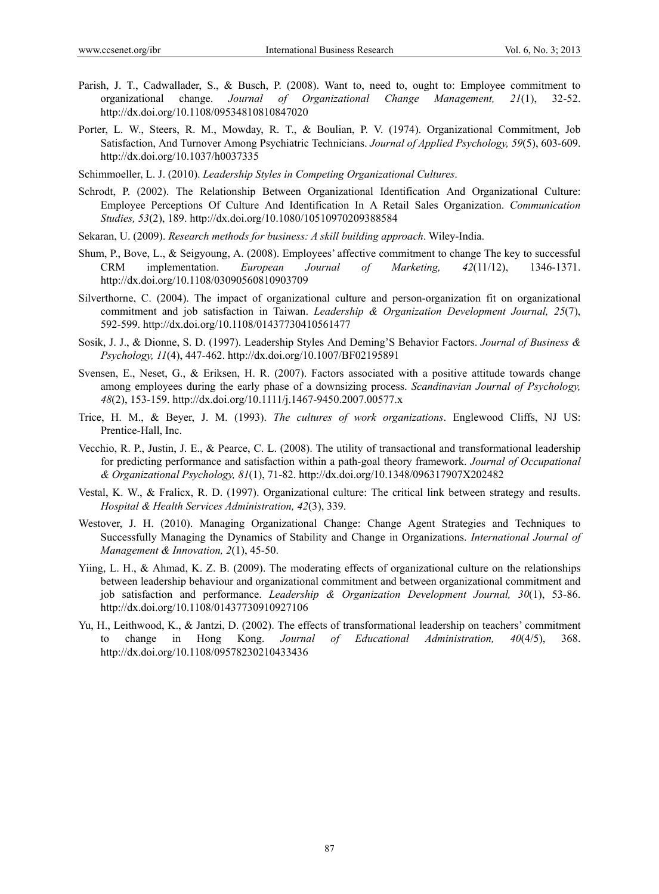Parish, J. T., Cadwallader, S., & Busch, P. (2008). Want to, need to, ought to: Employee commitment to organizational change. *Journal of Organizational Change Management, 21*(1), 32-52. http://dx.doi.org/10.1108/09534810810847020

Porter, L. W., Steers, R. M., Mowday, R. T., & Boulian, P. V. (1974). Organizational Commitment, Job Satisfaction, And Turnover Among Psychiatric Technicians. *Journal of Applied Psychology, 59*(5), 603-609. http://dx.doi.org/10.1037/h0037335

Schimmoeller, L. J. (2010). *Leadership Styles in Competing Organizational Cultures*.

Schrodt, P. (2002). The Relationship Between Organizational Identification And Organizational Culture: Employee Perceptions Of Culture And Identification In A Retail Sales Organization. *Communication Studies, 53*(2), 189. http://dx.doi.org/10.1080/10510970209388584

Sekaran, U. (2009). *Research methods for business: A skill building approach*. Wiley-India.

Shum, P., Bove, L., & Seigyoung, A. (2008). Employees' affective commitment to change The key to successful CRM implementation. *European Journal of Marketing, 42*(11/12), 1346-1371. http://dx.doi.org/10.1108/03090560810903709

Silverthorne, C. (2004). The impact of organizational culture and person-organization fit on organizational commitment and job satisfaction in Taiwan. *Leadership & Organization Development Journal, 25*(7), 592-599. http://dx.doi.org/10.1108/01437730410561477

Sosik, J. J., & Dionne, S. D. (1997). Leadership Styles And Deming'S Behavior Factors. *Journal of Business & Psychology, 11*(4), 447-462. http://dx.doi.org/10.1007/BF02195891

Svensen, E., Neset, G., & Eriksen, H. R. (2007). Factors associated with a positive attitude towards change among employees during the early phase of a downsizing process. *Scandinavian Journal of Psychology, 48*(2), 153-159. http://dx.doi.org/10.1111/j.1467-9450.2007.00577.x

Trice, H. M., & Beyer, J. M. (1993). *The cultures of work organizations*. Englewood Cliffs, NJ US: Prentice-Hall, Inc.

Vecchio, R. P., Justin, J. E., & Pearce, C. L. (2008). The utility of transactional and transformational leadership for predicting performance and satisfaction within a path-goal theory framework. *Journal of Occupational & Organizational Psychology, 81*(1), 71-82. http://dx.doi.org/10.1348/096317907X202482

Vestal, K. W., & Fralicx, R. D. (1997). Organizational culture: The critical link between strategy and results. *Hospital & Health Services Administration, 42*(3), 339.

Westover, J. H. (2010). Managing Organizational Change: Change Agent Strategies and Techniques to Successfully Managing the Dynamics of Stability and Change in Organizations. *International Journal of Management & Innovation, 2*(1), 45-50.

Yiing, L. H., & Ahmad, K. Z. B. (2009). The moderating effects of organizational culture on the relationships between leadership behaviour and organizational commitment and between organizational commitment and job satisfaction and performance. *Leadership & Organization Development Journal, 30*(1), 53-86. http://dx.doi.org/10.1108/01437730910927106

Yu, H., Leithwood, K., & Jantzi, D. (2002). The effects of transformational leadership on teachers' commitment to change in Hong Kong. *Journal of Educational Administration, 40*(4/5), 368. http://dx.doi.org/10.1108/09578230210433436